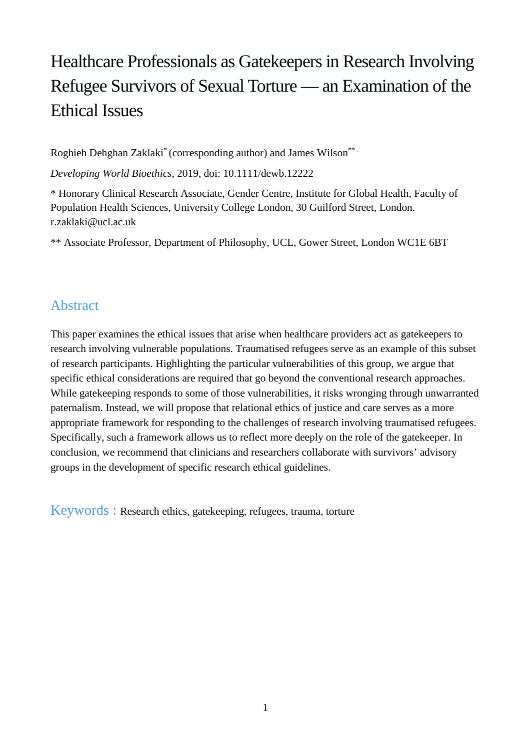# Healthcare Professionals as Gatekeepers in Research Involving Refugee Survivors of Sexual Torture — an Examination of the Ethical Issues

Roghieh Dehghan Zaklaki* (corresponding author) and James Wilson**

*Developing World Bioethics*, 2019, doi: 10.1111/dewb.12222

* Honorary Clinical Research Associate, Gender Centre, Institute for Global Health, Faculty of Population Health Sciences, University College London, 30 Guilford Street, London. r.zaklaki@ucl.ac.uk

** Associate Professor, Department of Philosophy, UCL, Gower Street, London WC1E 6BT

## Abstract

This paper examines the ethical issues that arise when healthcare providers act as gatekeepers to research involving vulnerable populations. Traumatised refugees serve as an example of this subset of research participants. Highlighting the particular vulnerabilities of this group, we argue that specific ethical considerations are required that go beyond the conventional research approaches. While gatekeeping responds to some of those vulnerabilities, it risks wronging through unwarranted paternalism. Instead, we will propose that relational ethics of justice and care serves as a more appropriate framework for responding to the challenges of research involving traumatised refugees. Specifically, such a framework allows us to reflect more deeply on the role of the gatekeeper. In conclusion, we recommend that clinicians and researchers collaborate with survivors' advisory groups in the development of specific research ethical guidelines.

**Keywords :** Research ethics, gatekeeping, refugees, trauma, torture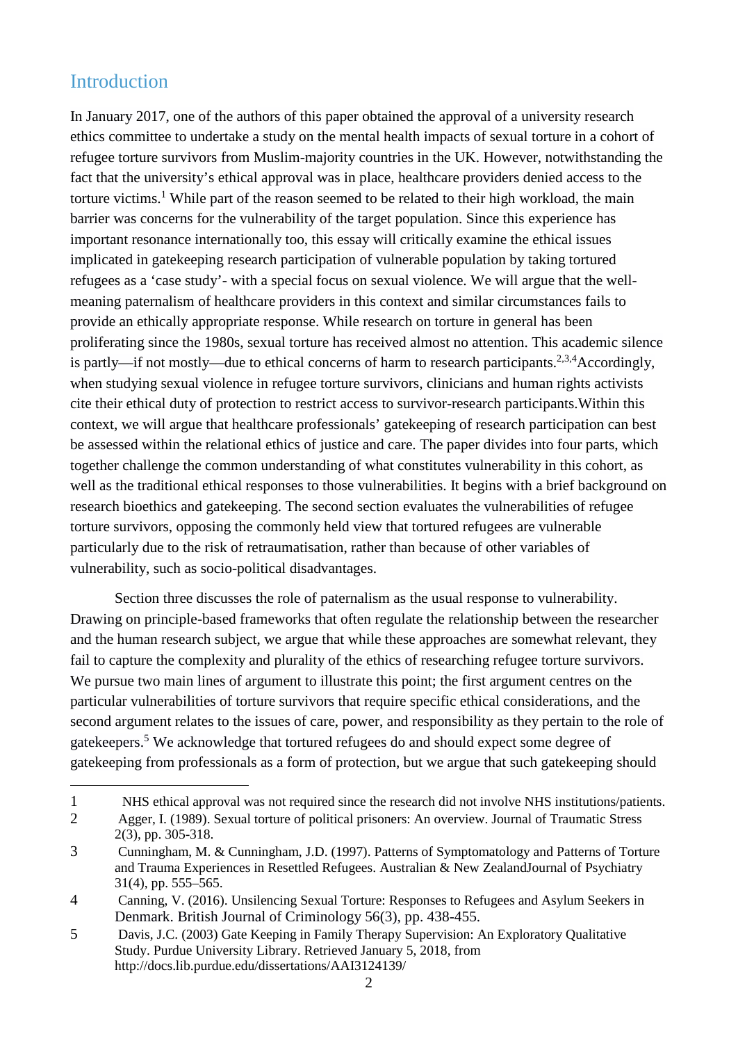## Introduction

In January 2017, one of the authors of this paper obtained the approval of a university research ethics committee to undertake a study on the mental health impacts of sexual torture in a cohort of refugee torture survivors from Muslim-majority countries in the UK. However, notwithstanding the fact that the university's ethical approval was in place, healthcare providers denied access to the torture victims.[1] While part of the reason seemed to be related to their high workload, the main barrier was concerns for the vulnerability of the target population. Since this experience has important resonance internationally too, this essay will critically examine the ethical issues implicated in gatekeeping research participation of vulnerable population by taking tortured refugees as a 'case study'- with a special focus on sexual violence. We will argue that the well-meaning paternalism of healthcare providers in this context and similar circumstances fails to provide an ethically appropriate response. While research on torture in general has been proliferating since the 1980s, sexual torture has received almost no attention. This academic silence is partly—if not mostly—due to ethical concerns of harm to research participants.[2,3,4]Accordingly, when studying sexual violence in refugee torture survivors, clinicians and human rights activists cite their ethical duty of protection to restrict access to survivor-research participants.Within this context, we will argue that healthcare professionals' gatekeeping of research participation can best be assessed within the relational ethics of justice and care. The paper divides into four parts, which together challenge the common understanding of what constitutes vulnerability in this cohort, as well as the traditional ethical responses to those vulnerabilities. It begins with a brief background on research bioethics and gatekeeping. The second section evaluates the vulnerabilities of refugee torture survivors, opposing the commonly held view that tortured refugees are vulnerable particularly due to the risk of retraumatisation, rather than because of other variables of vulnerability, such as socio-political disadvantages.

Section three discusses the role of paternalism as the usual response to vulnerability. Drawing on principle-based frameworks that often regulate the relationship between the researcher and the human research subject, we argue that while these approaches are somewhat relevant, they fail to capture the complexity and plurality of the ethics of researching refugee torture survivors. We pursue two main lines of argument to illustrate this point; the first argument centres on the particular vulnerabilities of torture survivors that require specific ethical considerations, and the second argument relates to the issues of care, power, and responsibility as they pertain to the role of gatekeepers.[5] We acknowledge that tortured refugees do and should expect some degree of gatekeeping from professionals as a form of protection, but we argue that such gatekeeping should

---

1 NHS ethical approval was not required since the research did not involve NHS institutions/patients.

2 Agger, I. (1989). Sexual torture of political prisoners: An overview. Journal of Traumatic Stress 2(3), pp. 305-318.

3 Cunningham, M. & Cunningham, J.D. (1997). Patterns of Symptomatology and Patterns of Torture and Trauma Experiences in Resettled Refugees. Australian & New ZealandJournal of Psychiatry 31(4), pp. 555–565.

4 Canning, V. (2016). Unsilencing Sexual Torture: Responses to Refugees and Asylum Seekers in Denmark. British Journal of Criminology 56(3), pp. 438-455.

5 Davis, J.C. (2003) Gate Keeping in Family Therapy Supervision: An Exploratory Qualitative Study. Purdue University Library. Retrieved January 5, 2018, from http://docs.lib.purdue.edu/dissertations/AAI3124139/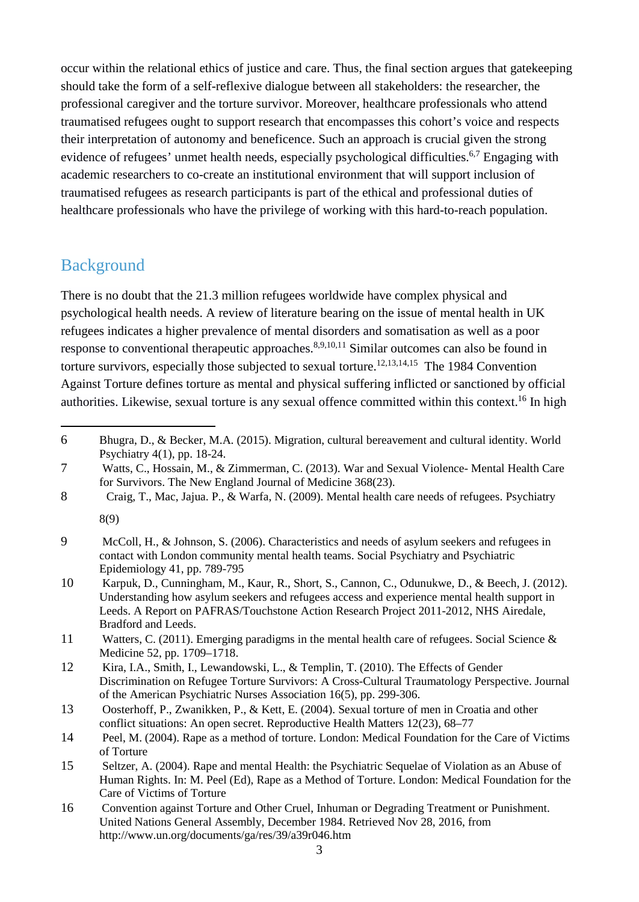occur within the relational ethics of justice and care. Thus, the final section argues that gatekeeping should take the form of a self-reflexive dialogue between all stakeholders: the researcher, the professional caregiver and the torture survivor. Moreover, healthcare professionals who attend traumatised refugees ought to support research that encompasses this cohort's voice and respects their interpretation of autonomy and beneficence. Such an approach is crucial given the strong evidence of refugees' unmet health needs, especially psychological difficulties.[6,7] Engaging with academic researchers to co-create an institutional environment that will support inclusion of traumatised refugees as research participants is part of the ethical and professional duties of healthcare professionals who have the privilege of working with this hard-to-reach population.

## Background

There is no doubt that the 21.3 million refugees worldwide have complex physical and psychological health needs. A review of literature bearing on the issue of mental health in UK refugees indicates a higher prevalence of mental disorders and somatisation as well as a poor response to conventional therapeutic approaches.[8,9,10,11] Similar outcomes can also be found in torture survivors, especially those subjected to sexual torture.[12,13,14,15] The 1984 Convention Against Torture defines torture as mental and physical suffering inflicted or sanctioned by official authorities. Likewise, sexual torture is any sexual offence committed within this context.[16] In high

---

6 Bhugra, D., & Becker, M.A. (2015). Migration, cultural bereavement and cultural identity. World Psychiatry 4(1), pp. 18-24.

7 Watts, C., Hossain, M., & Zimmerman, C. (2013). War and Sexual Violence- Mental Health Care for Survivors. The New England Journal of Medicine 368(23).

8 Craig, T., Mac, Jajua. P., & Warfa, N. (2009). Mental health care needs of refugees. Psychiatry 8(9)

9 McColl, H., & Johnson, S. (2006). Characteristics and needs of asylum seekers and refugees in contact with London community mental health teams. Social Psychiatry and Psychiatric Epidemiology 41, pp. 789-795

10 Karpuk, D., Cunningham, M., Kaur, R., Short, S., Cannon, C., Odunukwe, D., & Beech, J. (2012). Understanding how asylum seekers and refugees access and experience mental health support in Leeds. A Report on PAFRAS/Touchstone Action Research Project 2011-2012, NHS Airedale, Bradford and Leeds.

11 Watters, C. (2011). Emerging paradigms in the mental health care of refugees. Social Science & Medicine 52, pp. 1709–1718.

12 Kira, I.A., Smith, I., Lewandowski, L., & Templin, T. (2010). The Effects of Gender Discrimination on Refugee Torture Survivors: A Cross-Cultural Traumatology Perspective. Journal of the American Psychiatric Nurses Association 16(5), pp. 299-306.

13 Oosterhoff, P., Zwanikken, P., & Kett, E. (2004). Sexual torture of men in Croatia and other conflict situations: An open secret. Reproductive Health Matters 12(23), 68–77

14 Peel, M. (2004). Rape as a method of torture. London: Medical Foundation for the Care of Victims of Torture

15 Seltzer, A. (2004). Rape and mental Health: the Psychiatric Sequelae of Violation as an Abuse of Human Rights. In: M. Peel (Ed), Rape as a Method of Torture. London: Medical Foundation for the Care of Victims of Torture

16 Convention against Torture and Other Cruel, Inhuman or Degrading Treatment or Punishment. United Nations General Assembly, December 1984. Retrieved Nov 28, 2016, from http://www.un.org/documents/ga/res/39/a39r046.htm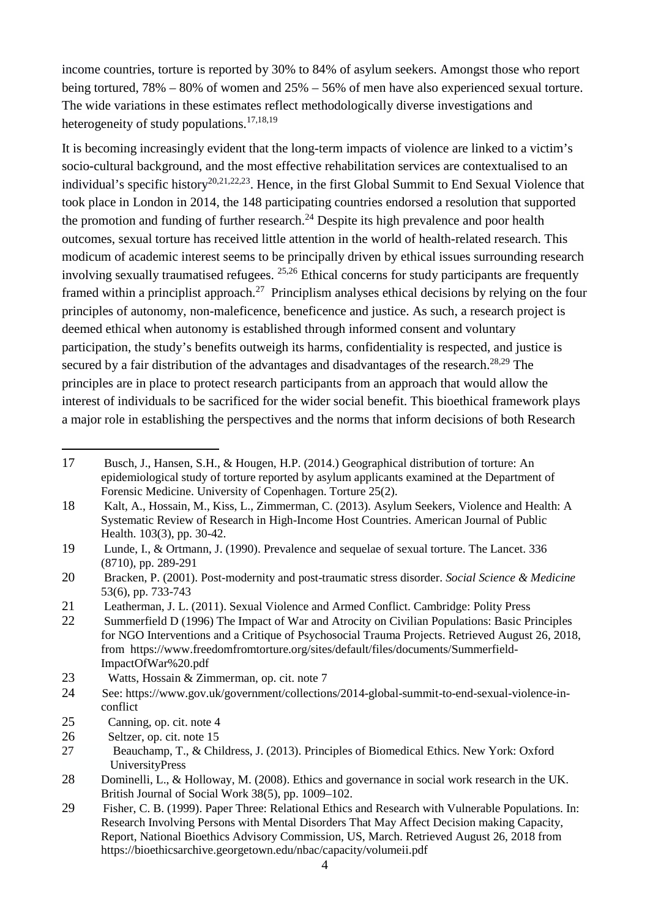income countries, torture is reported by 30% to 84% of asylum seekers. Amongst those who report being tortured, 78% – 80% of women and 25% – 56% of men have also experienced sexual torture. The wide variations in these estimates reflect methodologically diverse investigations and heterogeneity of study populations.[17,18,19]

It is becoming increasingly evident that the long-term impacts of violence are linked to a victim's socio-cultural background, and the most effective rehabilitation services are contextualised to an individual's specific history[20,21,22,23]. Hence, in the first Global Summit to End Sexual Violence that took place in London in 2014, the 148 participating countries endorsed a resolution that supported the promotion and funding of further research.[24] Despite its high prevalence and poor health outcomes, sexual torture has received little attention in the world of health-related research. This modicum of academic interest seems to be principally driven by ethical issues surrounding research involving sexually traumatised refugees. [25,26] Ethical concerns for study participants are frequently framed within a principlist approach.[27] Principlism analyses ethical decisions by relying on the four principles of autonomy, non-maleficence, beneficence and justice. As such, a research project is deemed ethical when autonomy is established through informed consent and voluntary participation, the study's benefits outweigh its harms, confidentiality is respected, and justice is secured by a fair distribution of the advantages and disadvantages of the research.[28,29] The principles are in place to protect research participants from an approach that would allow the interest of individuals to be sacrificed for the wider social benefit. This bioethical framework plays a major role in establishing the perspectives and the norms that inform decisions of both Research

---

17 Busch, J., Hansen, S.H., & Hougen, H.P. (2014.) Geographical distribution of torture: An epidemiological study of torture reported by asylum applicants examined at the Department of Forensic Medicine. University of Copenhagen. Torture 25(2).

18 Kalt, A., Hossain, M., Kiss, L., Zimmerman, C. (2013). Asylum Seekers, Violence and Health: A Systematic Review of Research in High-Income Host Countries. American Journal of Public Health. 103(3), pp. 30-42.

19 Lunde, I., & Ortmann, J. (1990). Prevalence and sequelae of sexual torture. The Lancet. 336 (8710), pp. 289-291

20 Bracken, P. (2001). Post-modernity and post-traumatic stress disorder. *Social Science & Medicine* 53(6), pp. 733-743

21 Leatherman, J. L. (2011). Sexual Violence and Armed Conflict. Cambridge: Polity Press

22 Summerfield D (1996) The Impact of War and Atrocity on Civilian Populations: Basic Principles for NGO Interventions and a Critique of Psychosocial Trauma Projects. Retrieved August 26, 2018, from https://www.freedomfromtorture.org/sites/default/files/documents/Summerfield-ImpactOfWar%20.pdf

23 Watts, Hossain & Zimmerman, op. cit. note 7

24 See: https://www.gov.uk/government/collections/2014-global-summit-to-end-sexual-violence-in-conflict

25 Canning, op. cit. note 4

26 Seltzer, op. cit. note 15

27 Beauchamp, T., & Childress, J. (2013). Principles of Biomedical Ethics. New York: Oxford UniversityPress

28 Dominelli, L., & Holloway, M. (2008). Ethics and governance in social work research in the UK. British Journal of Social Work 38(5), pp. 1009–102.

29 Fisher, C. B. (1999). Paper Three: Relational Ethics and Research with Vulnerable Populations. In: Research Involving Persons with Mental Disorders That May Affect Decision making Capacity, Report, National Bioethics Advisory Commission, US, March. Retrieved August 26, 2018 from https://bioethicsarchive.georgetown.edu/nbac/capacity/volumeii.pdf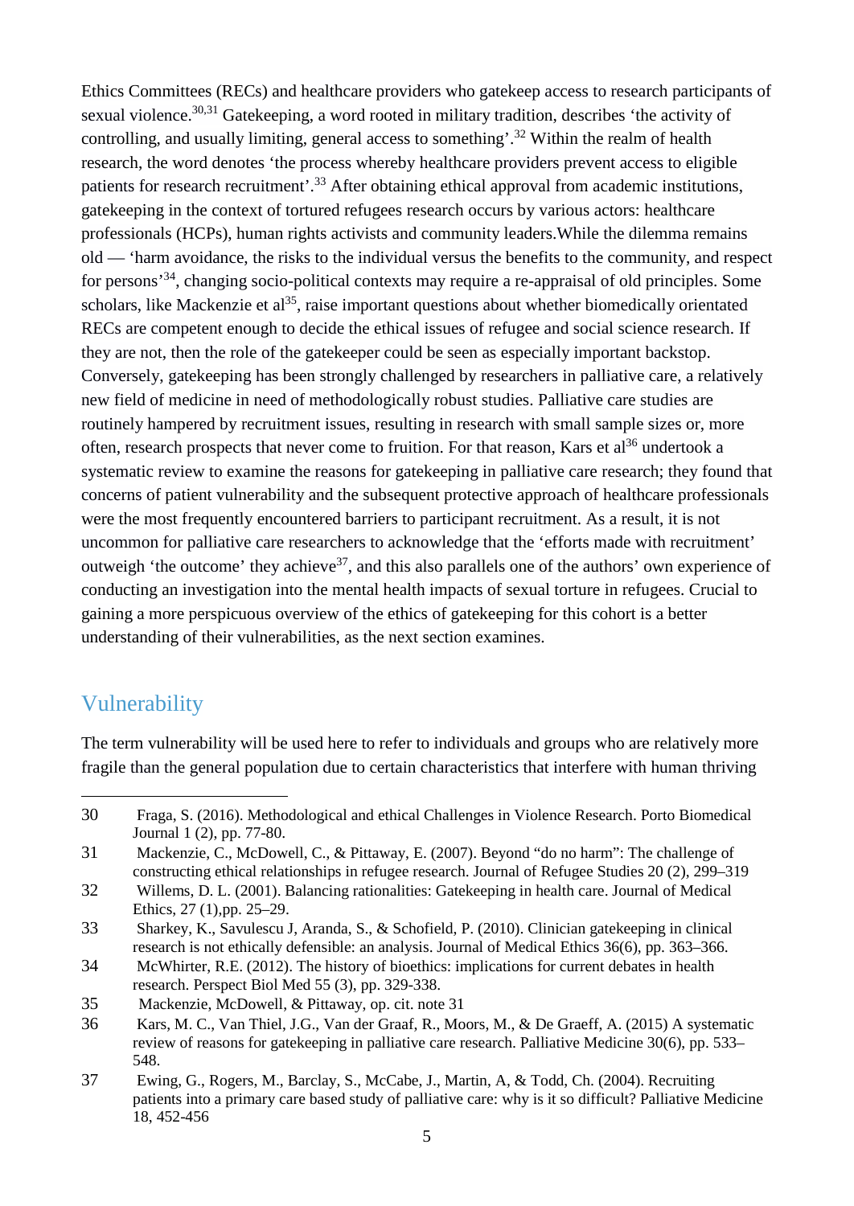Ethics Committees (RECs) and healthcare providers who gatekeep access to research participants of sexual violence.[30,31] Gatekeeping, a word rooted in military tradition, describes 'the activity of controlling, and usually limiting, general access to something'.[32] Within the realm of health research, the word denotes 'the process whereby healthcare providers prevent access to eligible patients for research recruitment'.[33] After obtaining ethical approval from academic institutions, gatekeeping in the context of tortured refugees research occurs by various actors: healthcare professionals (HCPs), human rights activists and community leaders.While the dilemma remains old — 'harm avoidance, the risks to the individual versus the benefits to the community, and respect for persons'[34], changing socio-political contexts may require a re-appraisal of old principles. Some scholars, like Mackenzie et al[35], raise important questions about whether biomedically orientated RECs are competent enough to decide the ethical issues of refugee and social science research. If they are not, then the role of the gatekeeper could be seen as especially important backstop. Conversely, gatekeeping has been strongly challenged by researchers in palliative care, a relatively new field of medicine in need of methodologically robust studies. Palliative care studies are routinely hampered by recruitment issues, resulting in research with small sample sizes or, more often, research prospects that never come to fruition. For that reason, Kars et al[36] undertook a systematic review to examine the reasons for gatekeeping in palliative care research; they found that concerns of patient vulnerability and the subsequent protective approach of healthcare professionals were the most frequently encountered barriers to participant recruitment. As a result, it is not uncommon for palliative care researchers to acknowledge that the 'efforts made with recruitment' outweigh 'the outcome' they achieve[37], and this also parallels one of the authors' own experience of conducting an investigation into the mental health impacts of sexual torture in refugees. Crucial to gaining a more perspicuous overview of the ethics of gatekeeping for this cohort is a better understanding of their vulnerabilities, as the next section examines.

## Vulnerability

The term vulnerability will be used here to refer to individuals and groups who are relatively more fragile than the general population due to certain characteristics that interfere with human thriving

---

30 Fraga, S. (2016). Methodological and ethical Challenges in Violence Research. Porto Biomedical Journal 1 (2), pp. 77-80.

31 Mackenzie, C., McDowell, C., & Pittaway, E. (2007). Beyond "do no harm": The challenge of constructing ethical relationships in refugee research. Journal of Refugee Studies 20 (2), 299–319

32 Willems, D. L. (2001). Balancing rationalities: Gatekeeping in health care. Journal of Medical Ethics, 27 (1),pp. 25–29.

33 Sharkey, K., Savulescu J, Aranda, S., & Schofield, P. (2010). Clinician gatekeeping in clinical research is not ethically defensible: an analysis. Journal of Medical Ethics 36(6), pp. 363–366.

34 McWhirter, R.E. (2012). The history of bioethics: implications for current debates in health research. Perspect Biol Med 55 (3), pp. 329-338.

35 Mackenzie, McDowell, & Pittaway, op. cit. note 31

36 Kars, M. C., Van Thiel, J.G., Van der Graaf, R., Moors, M., & De Graeff, A. (2015) A systematic review of reasons for gatekeeping in palliative care research. Palliative Medicine 30(6), pp. 533–548.

37 Ewing, G., Rogers, M., Barclay, S., McCabe, J., Martin, A, & Todd, Ch. (2004). Recruiting patients into a primary care based study of palliative care: why is it so difficult? Palliative Medicine 18, 452-456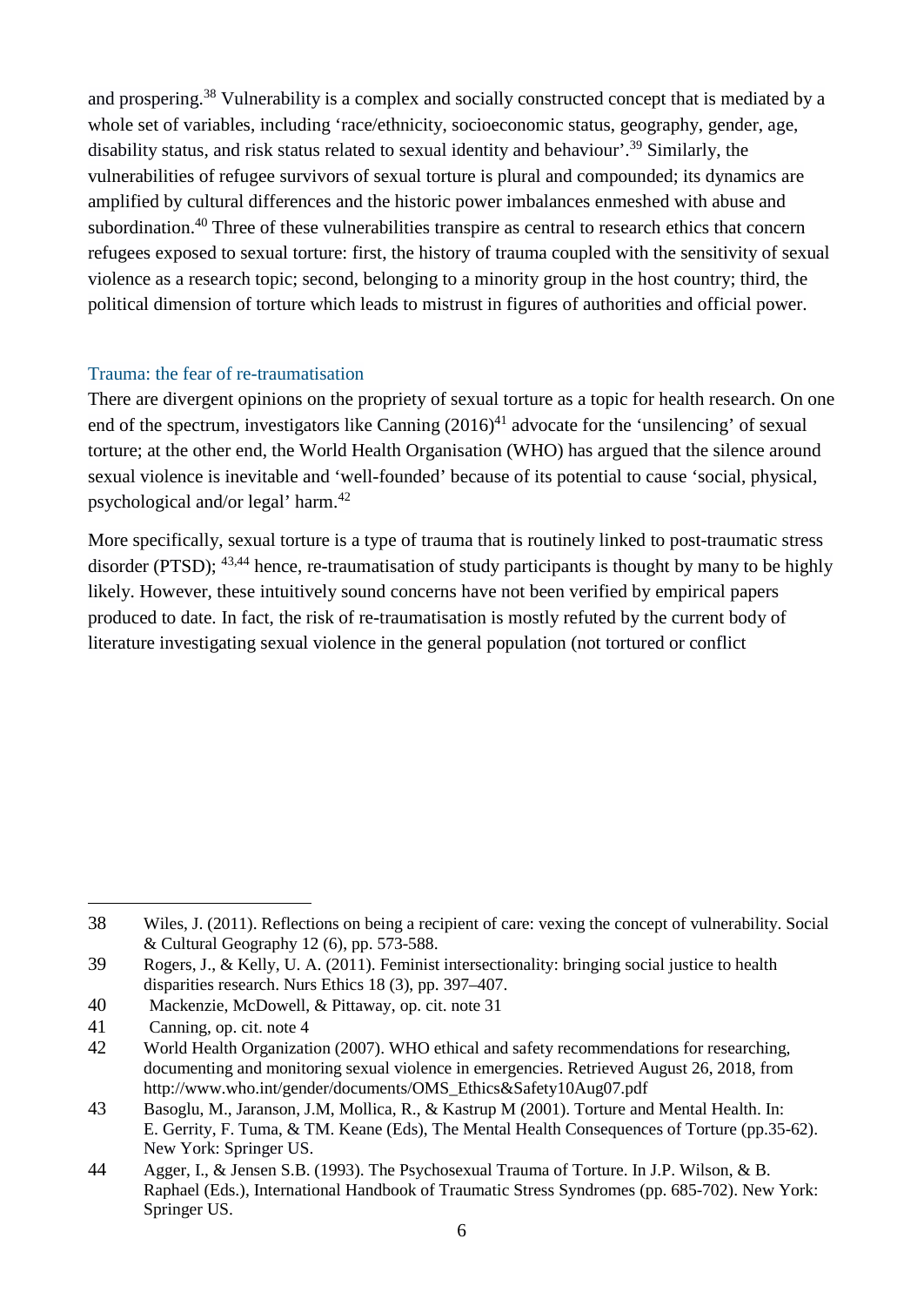and prospering.[38] Vulnerability is a complex and socially constructed concept that is mediated by a whole set of variables, including 'race/ethnicity, socioeconomic status, geography, gender, age, disability status, and risk status related to sexual identity and behaviour'.[39] Similarly, the vulnerabilities of refugee survivors of sexual torture is plural and compounded; its dynamics are amplified by cultural differences and the historic power imbalances enmeshed with abuse and subordination.[40] Three of these vulnerabilities transpire as central to research ethics that concern refugees exposed to sexual torture: first, the history of trauma coupled with the sensitivity of sexual violence as a research topic; second, belonging to a minority group in the host country; third, the political dimension of torture which leads to mistrust in figures of authorities and official power.

### Trauma: the fear of re-traumatisation

There are divergent opinions on the propriety of sexual torture as a topic for health research. On one end of the spectrum, investigators like Canning (2016)[41] advocate for the 'unsilencing' of sexual torture; at the other end, the World Health Organisation (WHO) has argued that the silence around sexual violence is inevitable and 'well-founded' because of its potential to cause 'social, physical, psychological and/or legal' harm.[42]

More specifically, sexual torture is a type of trauma that is routinely linked to post-traumatic stress disorder (PTSD); [43,44] hence, re-traumatisation of study participants is thought by many to be highly likely. However, these intuitively sound concerns have not been verified by empirical papers produced to date. In fact, the risk of re-traumatisation is mostly refuted by the current body of literature investigating sexual violence in the general population (not tortured or conflict

---

38 Wiles, J. (2011). Reflections on being a recipient of care: vexing the concept of vulnerability. Social & Cultural Geography 12 (6), pp. 573-588.

39 Rogers, J., & Kelly, U. A. (2011). Feminist intersectionality: bringing social justice to health disparities research. Nurs Ethics 18 (3), pp. 397–407.

40 Mackenzie, McDowell, & Pittaway, op. cit. note 31

41 Canning, op. cit. note 4

42 World Health Organization (2007). WHO ethical and safety recommendations for researching, documenting and monitoring sexual violence in emergencies. Retrieved August 26, 2018, from http://www.who.int/gender/documents/OMS_Ethics&Safety10Aug07.pdf

43 Basoglu, M., Jaranson, J.M, Mollica, R., & Kastrup M (2001). Torture and Mental Health. In: E. Gerrity, F. Tuma, & TM. Keane (Eds), The Mental Health Consequences of Torture (pp.35-62). New York: Springer US.

44 Agger, I., & Jensen S.B. (1993). The Psychosexual Trauma of Torture. In J.P. Wilson, & B. Raphael (Eds.), International Handbook of Traumatic Stress Syndromes (pp. 685-702). New York: Springer US.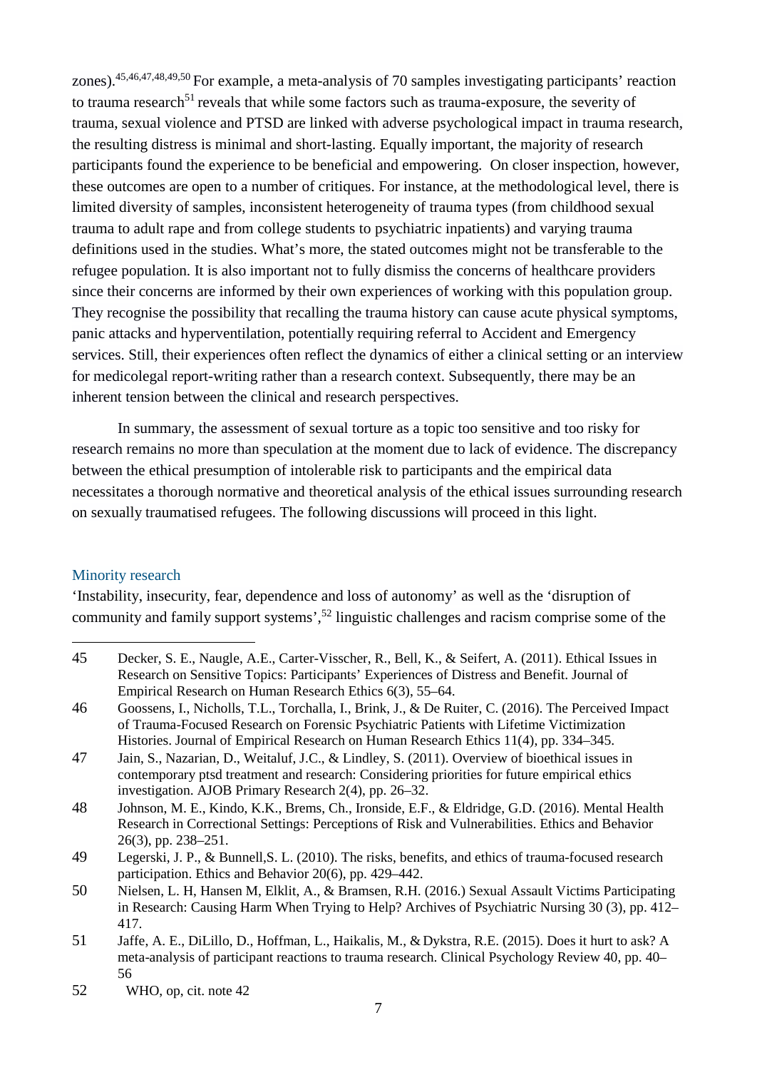zones).[45,46,47,48,49,50] For example, a meta-analysis of 70 samples investigating participants' reaction to trauma research[51] reveals that while some factors such as trauma-exposure, the severity of trauma, sexual violence and PTSD are linked with adverse psychological impact in trauma research, the resulting distress is minimal and short-lasting. Equally important, the majority of research participants found the experience to be beneficial and empowering. On closer inspection, however, these outcomes are open to a number of critiques. For instance, at the methodological level, there is limited diversity of samples, inconsistent heterogeneity of trauma types (from childhood sexual trauma to adult rape and from college students to psychiatric inpatients) and varying trauma definitions used in the studies. What's more, the stated outcomes might not be transferable to the refugee population. It is also important not to fully dismiss the concerns of healthcare providers since their concerns are informed by their own experiences of working with this population group. They recognise the possibility that recalling the trauma history can cause acute physical symptoms, panic attacks and hyperventilation, potentially requiring referral to Accident and Emergency services. Still, their experiences often reflect the dynamics of either a clinical setting or an interview for medicolegal report-writing rather than a research context. Subsequently, there may be an inherent tension between the clinical and research perspectives.

In summary, the assessment of sexual torture as a topic too sensitive and too risky for research remains no more than speculation at the moment due to lack of evidence. The discrepancy between the ethical presumption of intolerable risk to participants and the empirical data necessitates a thorough normative and theoretical analysis of the ethical issues surrounding research on sexually traumatised refugees. The following discussions will proceed in this light.

## Minority research

'Instability, insecurity, fear, dependence and loss of autonomy' as well as the 'disruption of community and family support systems',[52] linguistic challenges and racism comprise some of the

---

45 Decker, S. E., Naugle, A.E., Carter-Visscher, R., Bell, K., & Seifert, A. (2011). Ethical Issues in Research on Sensitive Topics: Participants' Experiences of Distress and Benefit. Journal of Empirical Research on Human Research Ethics 6(3), 55–64.

46 Goossens, I., Nicholls, T.L., Torchalla, I., Brink, J., & De Ruiter, C. (2016). The Perceived Impact of Trauma-Focused Research on Forensic Psychiatric Patients with Lifetime Victimization Histories. Journal of Empirical Research on Human Research Ethics 11(4), pp. 334–345.

47 Jain, S., Nazarian, D., Weitaluf, J.C., & Lindley, S. (2011). Overview of bioethical issues in contemporary ptsd treatment and research: Considering priorities for future empirical ethics investigation. AJOB Primary Research 2(4), pp. 26–32.

48 Johnson, M. E., Kindo, K.K., Brems, Ch., Ironside, E.F., & Eldridge, G.D. (2016). Mental Health Research in Correctional Settings: Perceptions of Risk and Vulnerabilities. Ethics and Behavior 26(3), pp. 238–251.

49 Legerski, J. P., & Bunnell,S. L. (2010). The risks, benefits, and ethics of trauma-focused research participation. Ethics and Behavior 20(6), pp. 429–442.

50 Nielsen, L. H, Hansen M, Elklit, A., & Bramsen, R.H. (2016.) Sexual Assault Victims Participating in Research: Causing Harm When Trying to Help? Archives of Psychiatric Nursing 30 (3), pp. 412–417.

51 Jaffe, A. E., DiLillo, D., Hoffman, L., Haikalis, M., & Dykstra, R.E. (2015). Does it hurt to ask? A meta-analysis of participant reactions to trauma research. Clinical Psychology Review 40, pp. 40–56

52 WHO, op, cit. note 42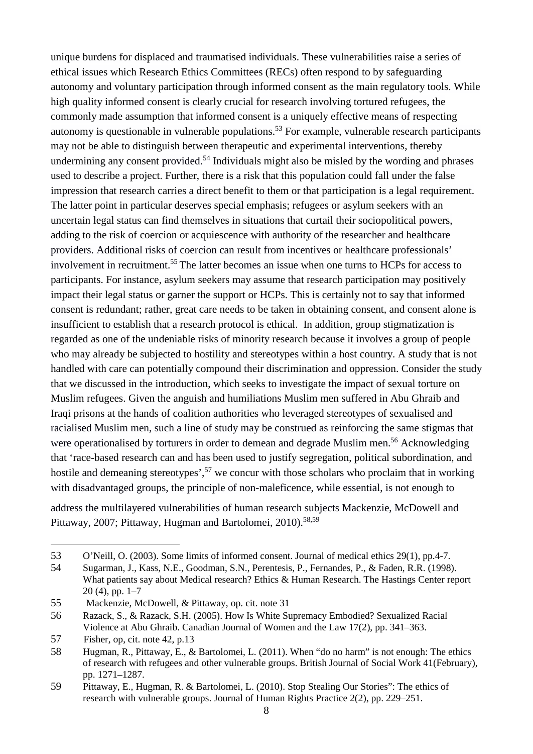unique burdens for displaced and traumatised individuals. These vulnerabilities raise a series of ethical issues which Research Ethics Committees (RECs) often respond to by safeguarding autonomy and voluntary participation through informed consent as the main regulatory tools. While high quality informed consent is clearly crucial for research involving tortured refugees, the commonly made assumption that informed consent is a uniquely effective means of respecting autonomy is questionable in vulnerable populations.[53] For example, vulnerable research participants may not be able to distinguish between therapeutic and experimental interventions, thereby undermining any consent provided.[54] Individuals might also be misled by the wording and phrases used to describe a project. Further, there is a risk that this population could fall under the false impression that research carries a direct benefit to them or that participation is a legal requirement. The latter point in particular deserves special emphasis; refugees or asylum seekers with an uncertain legal status can find themselves in situations that curtail their sociopolitical powers, adding to the risk of coercion or acquiescence with authority of the researcher and healthcare providers. Additional risks of coercion can result from incentives or healthcare professionals' involvement in recruitment.[55] The latter becomes an issue when one turns to HCPs for access to participants. For instance, asylum seekers may assume that research participation may positively impact their legal status or garner the support or HCPs. This is certainly not to say that informed consent is redundant; rather, great care needs to be taken in obtaining consent, and consent alone is insufficient to establish that a research protocol is ethical. In addition, group stigmatization is regarded as one of the undeniable risks of minority research because it involves a group of people who may already be subjected to hostility and stereotypes within a host country. A study that is not handled with care can potentially compound their discrimination and oppression. Consider the study that we discussed in the introduction, which seeks to investigate the impact of sexual torture on Muslim refugees. Given the anguish and humiliations Muslim men suffered in Abu Ghraib and Iraqi prisons at the hands of coalition authorities who leveraged stereotypes of sexualised and racialised Muslim men, such a line of study may be construed as reinforcing the same stigmas that were operationalised by torturers in order to demean and degrade Muslim men.[56] Acknowledging that 'race-based research can and has been used to justify segregation, political subordination, and hostile and demeaning stereotypes',[57] we concur with those scholars who proclaim that in working with disadvantaged groups, the principle of non-maleficence, while essential, is not enough to

address the multilayered vulnerabilities of human research subjects Mackenzie, McDowell and Pittaway, 2007; Pittaway, Hugman and Bartolomei, 2010).[58,59]

---

53 O'Neill, O. (2003). Some limits of informed consent. Journal of medical ethics 29(1), pp.4-7.

54 Sugarman, J., Kass, N.E., Goodman, S.N., Perentesis, P., Fernandes, P., & Faden, R.R. (1998). What patients say about Medical research? Ethics & Human Research. The Hastings Center report 20 (4), pp. 1–7

55 Mackenzie, McDowell, & Pittaway, op. cit. note 31

56 Razack, S., & Razack, S.H. (2005). How Is White Supremacy Embodied? Sexualized Racial Violence at Abu Ghraib. Canadian Journal of Women and the Law 17(2), pp. 341–363.

57 Fisher, op, cit. note 42, p.13

58 Hugman, R., Pittaway, E., & Bartolomei, L. (2011). When "do no harm" is not enough: The ethics of research with refugees and other vulnerable groups. British Journal of Social Work 41(February), pp. 1271–1287.

59 Pittaway, E., Hugman, R. & Bartolomei, L. (2010). Stop Stealing Our Stories": The ethics of research with vulnerable groups. Journal of Human Rights Practice 2(2), pp. 229–251.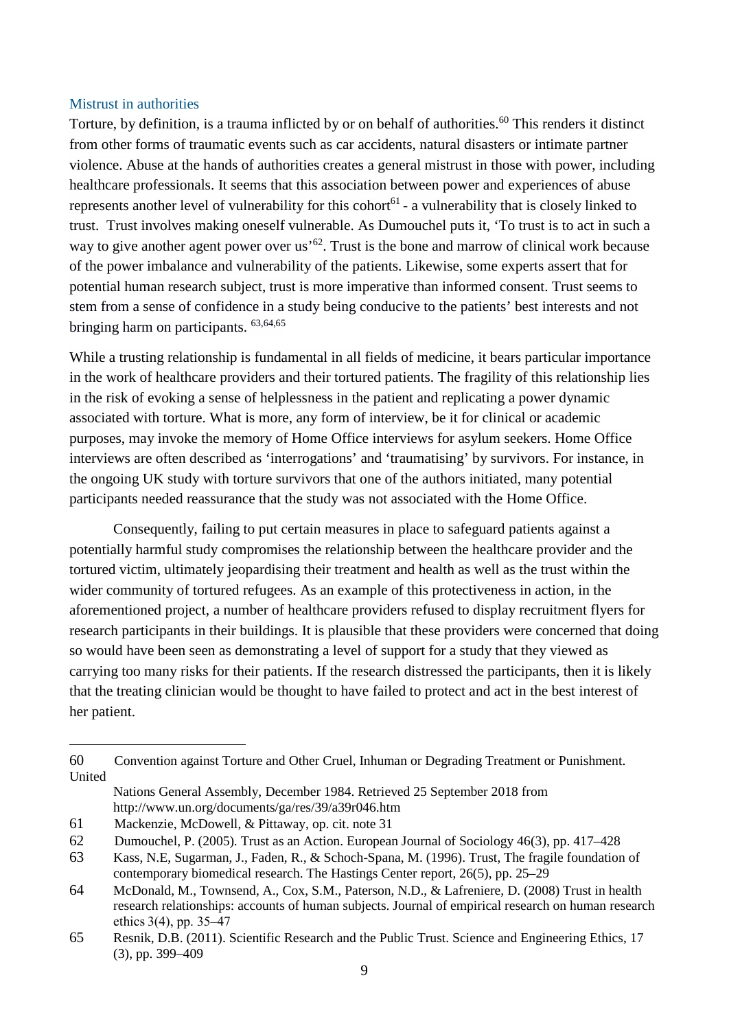### Mistrust in authorities

Torture, by definition, is a trauma inflicted by or on behalf of authorities.[60] This renders it distinct from other forms of traumatic events such as car accidents, natural disasters or intimate partner violence. Abuse at the hands of authorities creates a general mistrust in those with power, including healthcare professionals. It seems that this association between power and experiences of abuse represents another level of vulnerability for this cohort[61] - a vulnerability that is closely linked to trust. Trust involves making oneself vulnerable. As Dumouchel puts it, 'To trust is to act in such a way to give another agent power over us'[62]. Trust is the bone and marrow of clinical work because of the power imbalance and vulnerability of the patients. Likewise, some experts assert that for potential human research subject, trust is more imperative than informed consent. Trust seems to stem from a sense of confidence in a study being conducive to the patients' best interests and not bringing harm on participants. [63,64,65]

While a trusting relationship is fundamental in all fields of medicine, it bears particular importance in the work of healthcare providers and their tortured patients. The fragility of this relationship lies in the risk of evoking a sense of helplessness in the patient and replicating a power dynamic associated with torture. What is more, any form of interview, be it for clinical or academic purposes, may invoke the memory of Home Office interviews for asylum seekers. Home Office interviews are often described as 'interrogations' and 'traumatising' by survivors. For instance, in the ongoing UK study with torture survivors that one of the authors initiated, many potential participants needed reassurance that the study was not associated with the Home Office.

Consequently, failing to put certain measures in place to safeguard patients against a potentially harmful study compromises the relationship between the healthcare provider and the tortured victim, ultimately jeopardising their treatment and health as well as the trust within the wider community of tortured refugees. As an example of this protectiveness in action, in the aforementioned project, a number of healthcare providers refused to display recruitment flyers for research participants in their buildings. It is plausible that these providers were concerned that doing so would have been seen as demonstrating a level of support for a study that they viewed as carrying too many risks for their patients. If the research distressed the participants, then it is likely that the treating clinician would be thought to have failed to protect and act in the best interest of her patient.

---

60 Convention against Torture and Other Cruel, Inhuman or Degrading Treatment or Punishment. United Nations General Assembly, December 1984. Retrieved 25 September 2018 from http://www.un.org/documents/ga/res/39/a39r046.htm

61 Mackenzie, McDowell, & Pittaway, op. cit. note 31

62 Dumouchel, P. (2005). Trust as an Action. European Journal of Sociology 46(3), pp. 417–428

63 Kass, N.E, Sugarman, J., Faden, R., & Schoch-Spana, M. (1996). Trust, The fragile foundation of contemporary biomedical research. The Hastings Center report, 26(5), pp. 25–29

64 McDonald, M., Townsend, A., Cox, S.M., Paterson, N.D., & Lafreniere, D. (2008) Trust in health research relationships: accounts of human subjects. Journal of empirical research on human research ethics 3(4), pp. 35–47

65 Resnik, D.B. (2011). Scientific Research and the Public Trust. Science and Engineering Ethics, 17 (3), pp. 399–409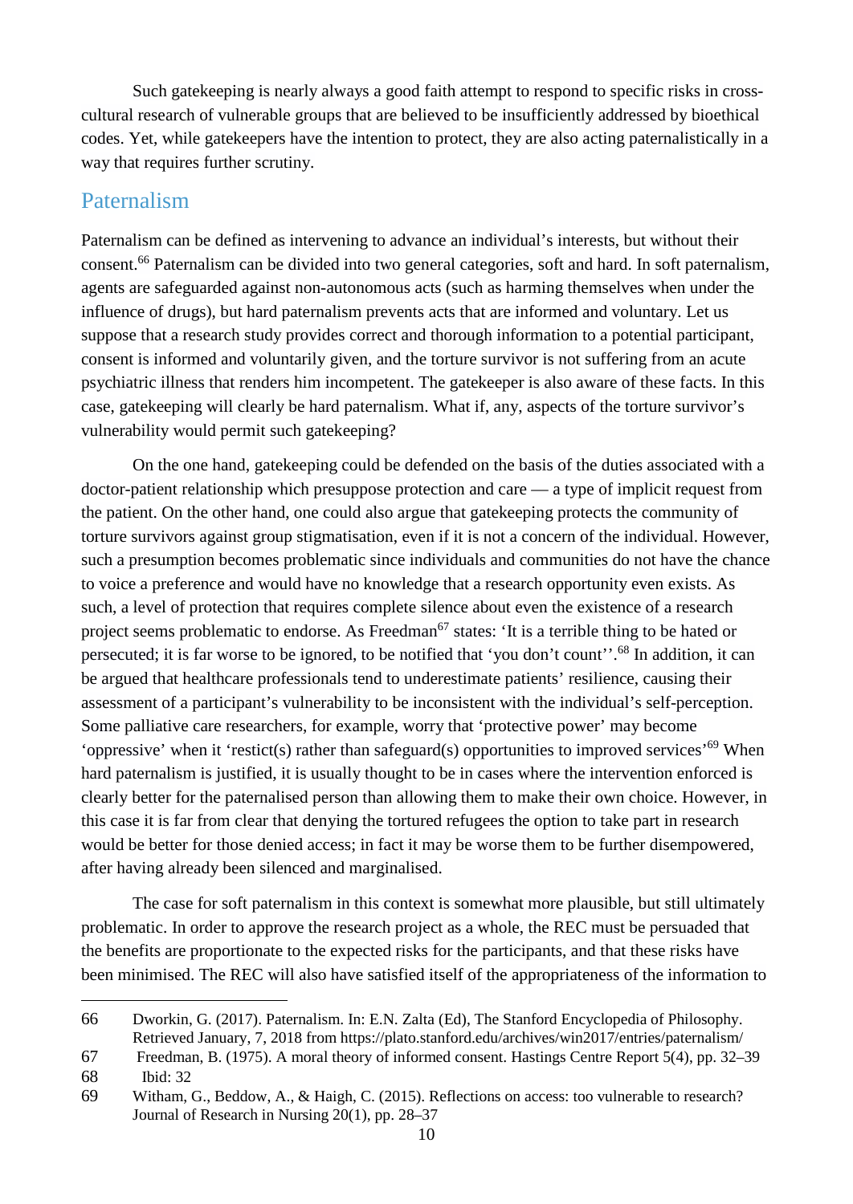Such gatekeeping is nearly always a good faith attempt to respond to specific risks in cross-cultural research of vulnerable groups that are believed to be insufficiently addressed by bioethical codes. Yet, while gatekeepers have the intention to protect, they are also acting paternalistically in a way that requires further scrutiny.

## Paternalism

Paternalism can be defined as intervening to advance an individual's interests, but without their consent.[66] Paternalism can be divided into two general categories, soft and hard. In soft paternalism, agents are safeguarded against non-autonomous acts (such as harming themselves when under the influence of drugs), but hard paternalism prevents acts that are informed and voluntary. Let us suppose that a research study provides correct and thorough information to a potential participant, consent is informed and voluntarily given, and the torture survivor is not suffering from an acute psychiatric illness that renders him incompetent. The gatekeeper is also aware of these facts. In this case, gatekeeping will clearly be hard paternalism. What if, any, aspects of the torture survivor's vulnerability would permit such gatekeeping?

On the one hand, gatekeeping could be defended on the basis of the duties associated with a doctor-patient relationship which presuppose protection and care — a type of implicit request from the patient. On the other hand, one could also argue that gatekeeping protects the community of torture survivors against group stigmatisation, even if it is not a concern of the individual. However, such a presumption becomes problematic since individuals and communities do not have the chance to voice a preference and would have no knowledge that a research opportunity even exists. As such, a level of protection that requires complete silence about even the existence of a research project seems problematic to endorse. As Freedman[67] states: 'It is a terrible thing to be hated or persecuted; it is far worse to be ignored, to be notified that 'you don't count''.[68] In addition, it can be argued that healthcare professionals tend to underestimate patients' resilience, causing their assessment of a participant's vulnerability to be inconsistent with the individual's self-perception. Some palliative care researchers, for example, worry that 'protective power' may become 'oppressive' when it 'restict(s) rather than safeguard(s) opportunities to improved services'[69] When hard paternalism is justified, it is usually thought to be in cases where the intervention enforced is clearly better for the paternalised person than allowing them to make their own choice. However, in this case it is far from clear that denying the tortured refugees the option to take part in research would be better for those denied access; in fact it may be worse them to be further disempowered, after having already been silenced and marginalised.

The case for soft paternalism in this context is somewhat more plausible, but still ultimately problematic. In order to approve the research project as a whole, the REC must be persuaded that the benefits are proportionate to the expected risks for the participants, and that these risks have been minimised. The REC will also have satisfied itself of the appropriateness of the information to

---

66 Dworkin, G. (2017). Paternalism. In: E.N. Zalta (Ed), The Stanford Encyclopedia of Philosophy. Retrieved January, 7, 2018 from https://plato.stanford.edu/archives/win2017/entries/paternalism/

67 Freedman, B. (1975). A moral theory of informed consent. Hastings Centre Report 5(4), pp. 32–39

68 Ibid: 32

69 Witham, G., Beddow, A., & Haigh, C. (2015). Reflections on access: too vulnerable to research? Journal of Research in Nursing 20(1), pp. 28–37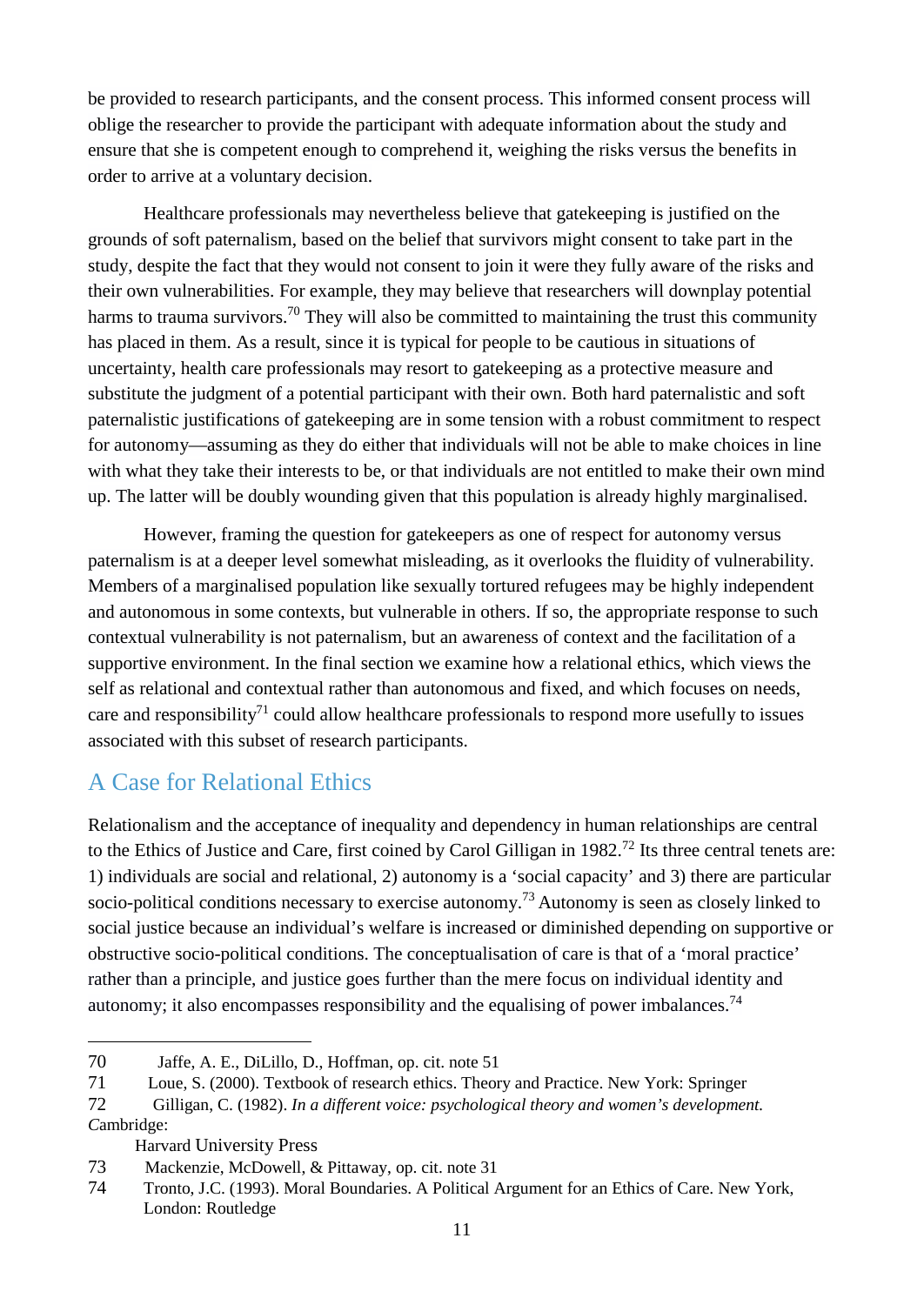be provided to research participants, and the consent process. This informed consent process will oblige the researcher to provide the participant with adequate information about the study and ensure that she is competent enough to comprehend it, weighing the risks versus the benefits in order to arrive at a voluntary decision.

Healthcare professionals may nevertheless believe that gatekeeping is justified on the grounds of soft paternalism, based on the belief that survivors might consent to take part in the study, despite the fact that they would not consent to join it were they fully aware of the risks and their own vulnerabilities. For example, they may believe that researchers will downplay potential harms to trauma survivors.[70] They will also be committed to maintaining the trust this community has placed in them. As a result, since it is typical for people to be cautious in situations of uncertainty, health care professionals may resort to gatekeeping as a protective measure and substitute the judgment of a potential participant with their own. Both hard paternalistic and soft paternalistic justifications of gatekeeping are in some tension with a robust commitment to respect for autonomy—assuming as they do either that individuals will not be able to make choices in line with what they take their interests to be, or that individuals are not entitled to make their own mind up. The latter will be doubly wounding given that this population is already highly marginalised.

However, framing the question for gatekeepers as one of respect for autonomy versus paternalism is at a deeper level somewhat misleading, as it overlooks the fluidity of vulnerability. Members of a marginalised population like sexually tortured refugees may be highly independent and autonomous in some contexts, but vulnerable in others. If so, the appropriate response to such contextual vulnerability is not paternalism, but an awareness of context and the facilitation of a supportive environment. In the final section we examine how a relational ethics, which views the self as relational and contextual rather than autonomous and fixed, and which focuses on needs, care and responsibility[71] could allow healthcare professionals to respond more usefully to issues associated with this subset of research participants.

## A Case for Relational Ethics

Relationalism and the acceptance of inequality and dependency in human relationships are central to the Ethics of Justice and Care, first coined by Carol Gilligan in 1982.[72] Its three central tenets are: 1) individuals are social and relational, 2) autonomy is a 'social capacity' and 3) there are particular socio-political conditions necessary to exercise autonomy.[73] Autonomy is seen as closely linked to social justice because an individual's welfare is increased or diminished depending on supportive or obstructive socio-political conditions. The conceptualisation of care is that of a 'moral practice' rather than a principle, and justice goes further than the mere focus on individual identity and autonomy; it also encompasses responsibility and the equalising of power imbalances.[74]

---

70 Jaffe, A. E., DiLillo, D., Hoffman, op. cit. note 51

71 Loue, S. (2000). Textbook of research ethics. Theory and Practice. New York: Springer

72 Gilligan, C. (1982). *In a different voice: psychological theory and women's development. C*ambridge: Harvard University Press

73 Mackenzie, McDowell, & Pittaway, op. cit. note 31

74 Tronto, J.C. (1993). Moral Boundaries. A Political Argument for an Ethics of Care. New York, London: Routledge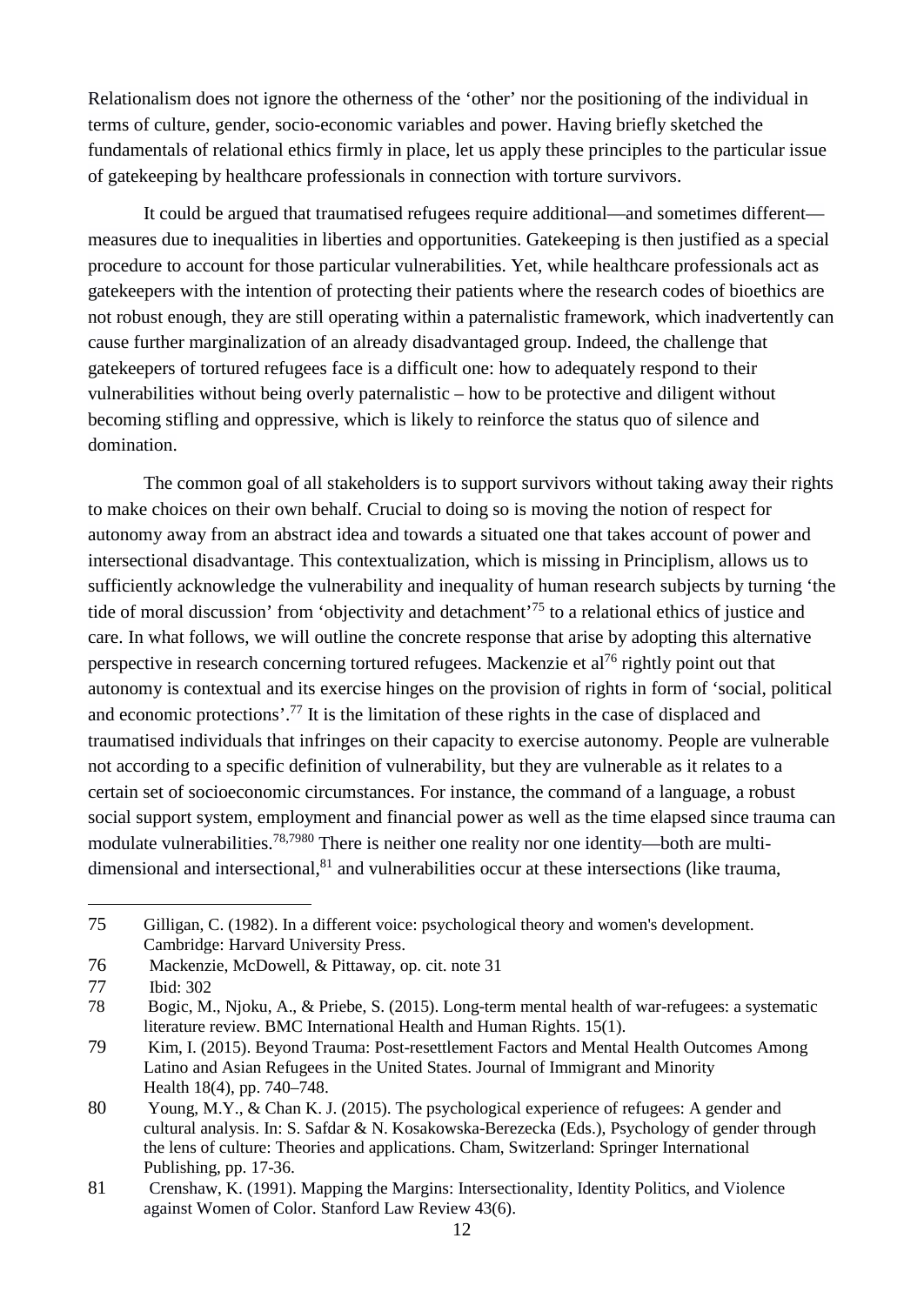Relationalism does not ignore the otherness of the 'other' nor the positioning of the individual in terms of culture, gender, socio-economic variables and power. Having briefly sketched the fundamentals of relational ethics firmly in place, let us apply these principles to the particular issue of gatekeeping by healthcare professionals in connection with torture survivors.

It could be argued that traumatised refugees require additional—and sometimes different—measures due to inequalities in liberties and opportunities. Gatekeeping is then justified as a special procedure to account for those particular vulnerabilities. Yet, while healthcare professionals act as gatekeepers with the intention of protecting their patients where the research codes of bioethics are not robust enough, they are still operating within a paternalistic framework, which inadvertently can cause further marginalization of an already disadvantaged group. Indeed, the challenge that gatekeepers of tortured refugees face is a difficult one: how to adequately respond to their vulnerabilities without being overly paternalistic – how to be protective and diligent without becoming stifling and oppressive, which is likely to reinforce the status quo of silence and domination.

The common goal of all stakeholders is to support survivors without taking away their rights to make choices on their own behalf. Crucial to doing so is moving the notion of respect for autonomy away from an abstract idea and towards a situated one that takes account of power and intersectional disadvantage. This contextualization, which is missing in Principlism, allows us to sufficiently acknowledge the vulnerability and inequality of human research subjects by turning 'the tide of moral discussion' from 'objectivity and detachment'[75] to a relational ethics of justice and care. In what follows, we will outline the concrete response that arise by adopting this alternative perspective in research concerning tortured refugees. Mackenzie et al[76] rightly point out that autonomy is contextual and its exercise hinges on the provision of rights in form of 'social, political and economic protections'.[77] It is the limitation of these rights in the case of displaced and traumatised individuals that infringes on their capacity to exercise autonomy. People are vulnerable not according to a specific definition of vulnerability, but they are vulnerable as it relates to a certain set of socioeconomic circumstances. For instance, the command of a language, a robust social support system, employment and financial power as well as the time elapsed since trauma can modulate vulnerabilities.[78,7980] There is neither one reality nor one identity—both are multi-dimensional and intersectional,[81] and vulnerabilities occur at these intersections (like trauma,

---

75 Gilligan, C. (1982). In a different voice: psychological theory and women's development. Cambridge: Harvard University Press.

76 Mackenzie, McDowell, & Pittaway, op. cit. note 31

77 Ibid: 302

78 Bogic, M., Njoku, A., & Priebe, S. (2015). Long-term mental health of war-refugees: a systematic literature review. BMC International Health and Human Rights. 15(1).

79 Kim, I. (2015). Beyond Trauma: Post-resettlement Factors and Mental Health Outcomes Among Latino and Asian Refugees in the United States. Journal of Immigrant and Minority Health 18(4), pp. 740–748.

80 Young, M.Y., & Chan K. J. (2015). The psychological experience of refugees: A gender and cultural analysis. In: S. Safdar & N. Kosakowska-Berezecka (Eds.), Psychology of gender through the lens of culture: Theories and applications. Cham, Switzerland: Springer International Publishing, pp. 17-36.

81 Crenshaw, K. (1991). Mapping the Margins: Intersectionality, Identity Politics, and Violence against Women of Color. Stanford Law Review 43(6).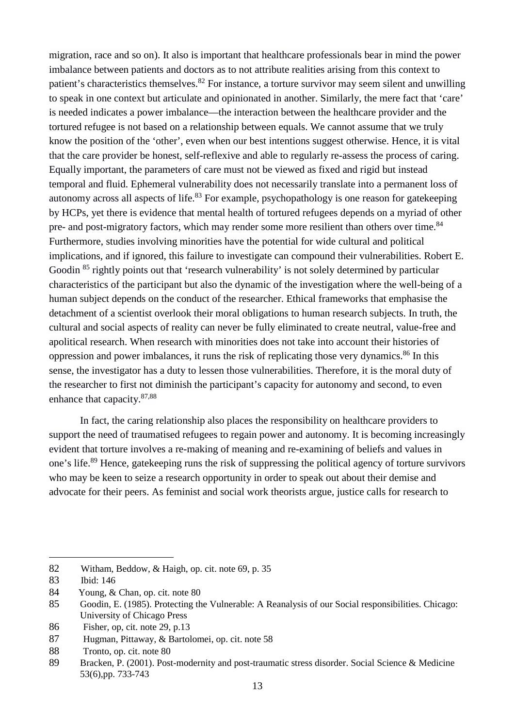migration, race and so on). It also is important that healthcare professionals bear in mind the power imbalance between patients and doctors as to not attribute realities arising from this context to patient's characteristics themselves.[82] For instance, a torture survivor may seem silent and unwilling to speak in one context but articulate and opinionated in another. Similarly, the mere fact that 'care' is needed indicates a power imbalance—the interaction between the healthcare provider and the tortured refugee is not based on a relationship between equals. We cannot assume that we truly know the position of the 'other', even when our best intentions suggest otherwise. Hence, it is vital that the care provider be honest, self-reflexive and able to regularly re-assess the process of caring. Equally important, the parameters of care must not be viewed as fixed and rigid but instead temporal and fluid. Ephemeral vulnerability does not necessarily translate into a permanent loss of autonomy across all aspects of life.[83] For example, psychopathology is one reason for gatekeeping by HCPs, yet there is evidence that mental health of tortured refugees depends on a myriad of other pre- and post-migratory factors, which may render some more resilient than others over time.[84] Furthermore, studies involving minorities have the potential for wide cultural and political implications, and if ignored, this failure to investigate can compound their vulnerabilities. Robert E. Goodin [85] rightly points out that 'research vulnerability' is not solely determined by particular characteristics of the participant but also the dynamic of the investigation where the well-being of a human subject depends on the conduct of the researcher. Ethical frameworks that emphasise the detachment of a scientist overlook their moral obligations to human research subjects. In truth, the cultural and social aspects of reality can never be fully eliminated to create neutral, value-free and apolitical research. When research with minorities does not take into account their histories of oppression and power imbalances, it runs the risk of replicating those very dynamics.[86] In this sense, the investigator has a duty to lessen those vulnerabilities. Therefore, it is the moral duty of the researcher to first not diminish the participant's capacity for autonomy and second, to even enhance that capacity.[87,88]

In fact, the caring relationship also places the responsibility on healthcare providers to support the need of traumatised refugees to regain power and autonomy. It is becoming increasingly evident that torture involves a re-making of meaning and re-examining of beliefs and values in one's life.[89] Hence, gatekeeping runs the risk of suppressing the political agency of torture survivors who may be keen to seize a research opportunity in order to speak out about their demise and advocate for their peers. As feminist and social work theorists argue, justice calls for research to

---

82 Witham, Beddow, & Haigh, op. cit. note 69, p. 35

83 Ibid: 146

84 Young, & Chan, op. cit. note 80

85 Goodin, E. (1985). Protecting the Vulnerable: A Reanalysis of our Social responsibilities. Chicago: University of Chicago Press

86 Fisher, op, cit. note 29, p.13

87 Hugman, Pittaway, & Bartolomei, op. cit. note 58

88 Tronto, op. cit. note 80

89 Bracken, P. (2001). Post-modernity and post-traumatic stress disorder. Social Science & Medicine 53(6),pp. 733-743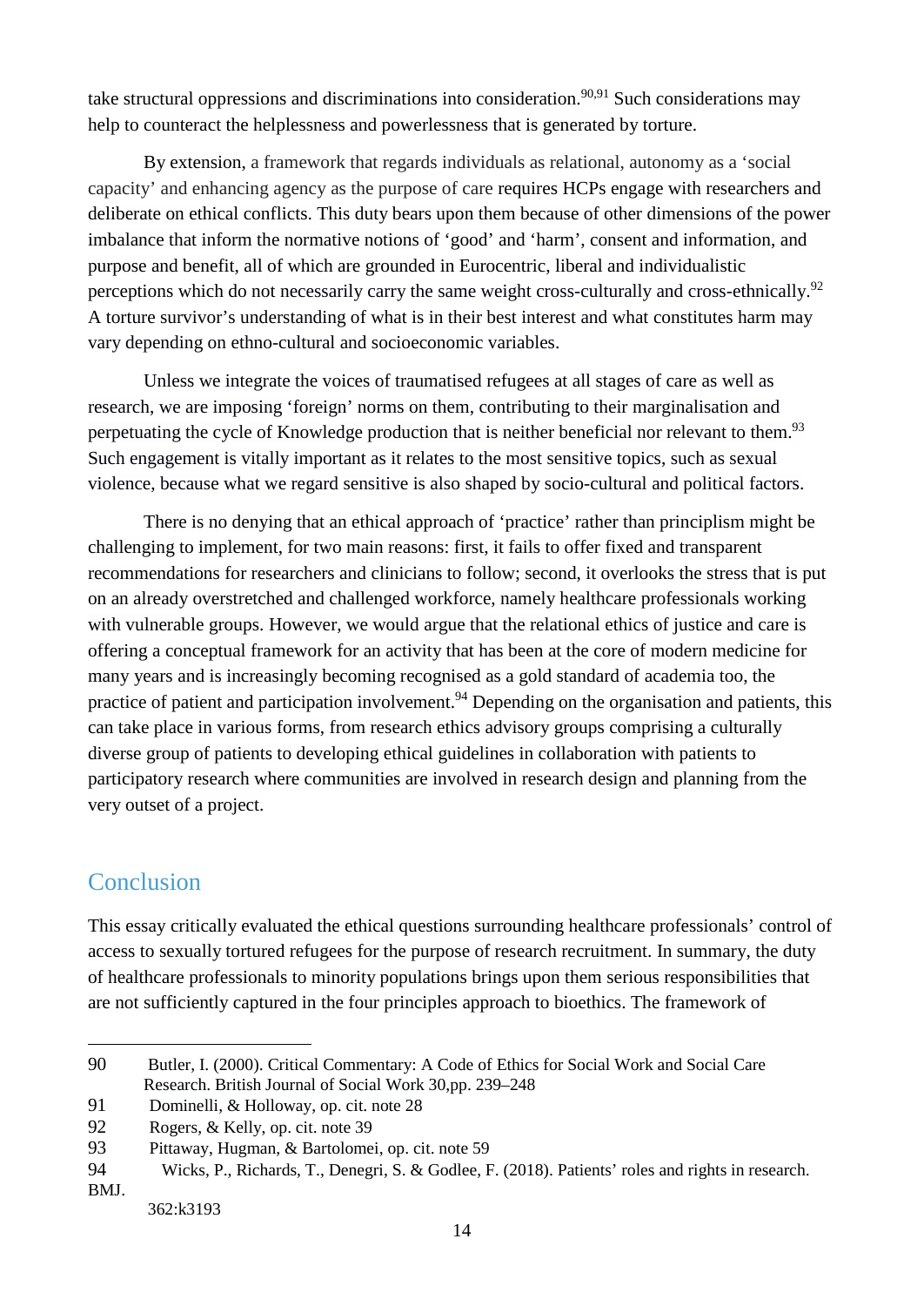take structural oppressions and discriminations into consideration.[90,91] Such considerations may help to counteract the helplessness and powerlessness that is generated by torture.

By extension, a framework that regards individuals as relational, autonomy as a 'social capacity' and enhancing agency as the purpose of care requires HCPs engage with researchers and deliberate on ethical conflicts. This duty bears upon them because of other dimensions of the power imbalance that inform the normative notions of 'good' and 'harm', consent and information, and purpose and benefit, all of which are grounded in Eurocentric, liberal and individualistic perceptions which do not necessarily carry the same weight cross-culturally and cross-ethnically.[92] A torture survivor's understanding of what is in their best interest and what constitutes harm may vary depending on ethno-cultural and socioeconomic variables.

Unless we integrate the voices of traumatised refugees at all stages of care as well as research, we are imposing 'foreign' norms on them, contributing to their marginalisation and perpetuating the cycle of Knowledge production that is neither beneficial nor relevant to them.[93] Such engagement is vitally important as it relates to the most sensitive topics, such as sexual violence, because what we regard sensitive is also shaped by socio-cultural and political factors.

There is no denying that an ethical approach of 'practice' rather than principlism might be challenging to implement, for two main reasons: first, it fails to offer fixed and transparent recommendations for researchers and clinicians to follow; second, it overlooks the stress that is put on an already overstretched and challenged workforce, namely healthcare professionals working with vulnerable groups. However, we would argue that the relational ethics of justice and care is offering a conceptual framework for an activity that has been at the core of modern medicine for many years and is increasingly becoming recognised as a gold standard of academia too, the practice of patient and participation involvement.[94] Depending on the organisation and patients, this can take place in various forms, from research ethics advisory groups comprising a culturally diverse group of patients to developing ethical guidelines in collaboration with patients to participatory research where communities are involved in research design and planning from the very outset of a project.

## Conclusion

This essay critically evaluated the ethical questions surrounding healthcare professionals' control of access to sexually tortured refugees for the purpose of research recruitment. In summary, the duty of healthcare professionals to minority populations brings upon them serious responsibilities that are not sufficiently captured in the four principles approach to bioethics. The framework of

---

90 Butler, I. (2000). Critical Commentary: A Code of Ethics for Social Work and Social Care Research. British Journal of Social Work 30,pp. 239–248

91 Dominelli, & Holloway, op. cit. note 28

92 Rogers, & Kelly, op. cit. note 39

93 Pittaway, Hugman, & Bartolomei, op. cit. note 59

94 Wicks, P., Richards, T., Denegri, S. & Godlee, F. (2018). Patients' roles and rights in research. BMJ. 362:k3193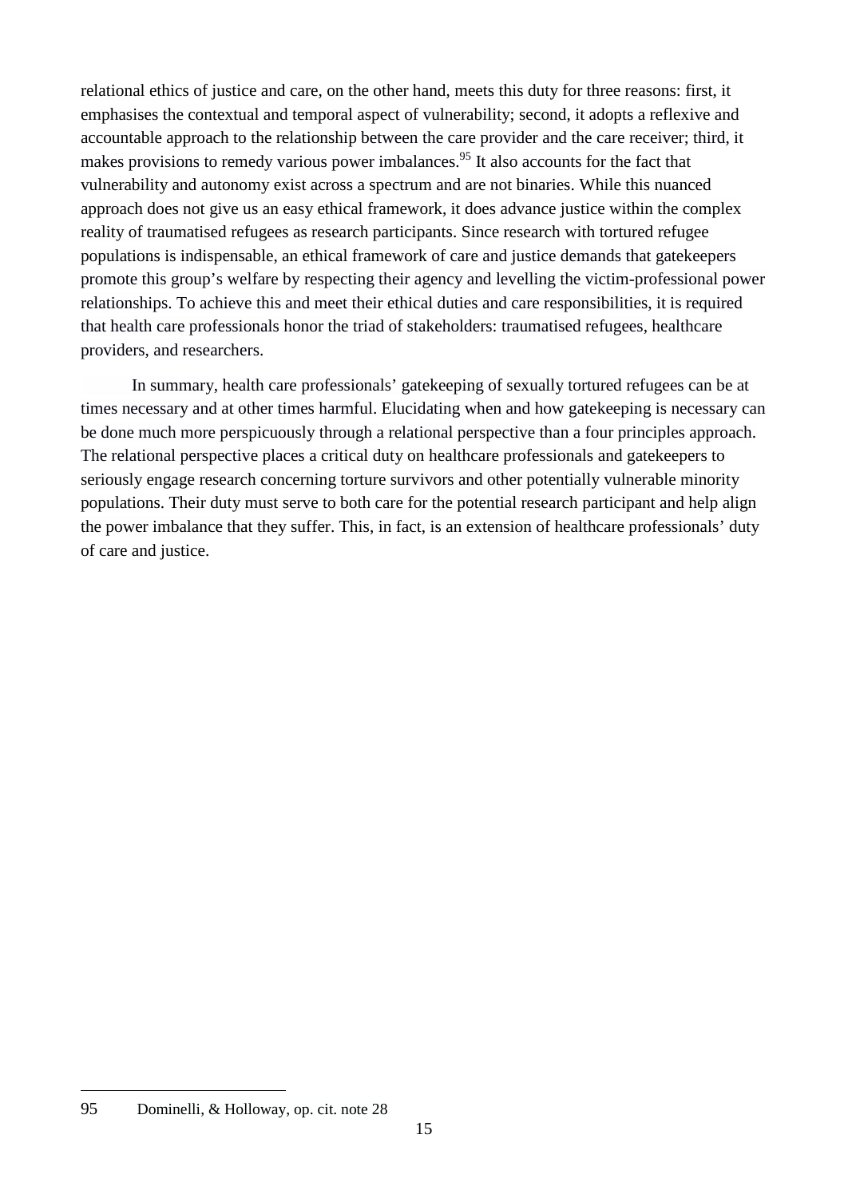relational ethics of justice and care, on the other hand, meets this duty for three reasons: first, it emphasises the contextual and temporal aspect of vulnerability; second, it adopts a reflexive and accountable approach to the relationship between the care provider and the care receiver; third, it makes provisions to remedy various power imbalances.[95] It also accounts for the fact that vulnerability and autonomy exist across a spectrum and are not binaries. While this nuanced approach does not give us an easy ethical framework, it does advance justice within the complex reality of traumatised refugees as research participants. Since research with tortured refugee populations is indispensable, an ethical framework of care and justice demands that gatekeepers promote this group's welfare by respecting their agency and levelling the victim-professional power relationships. To achieve this and meet their ethical duties and care responsibilities, it is required that health care professionals honor the triad of stakeholders: traumatised refugees, healthcare providers, and researchers.

In summary, health care professionals' gatekeeping of sexually tortured refugees can be at times necessary and at other times harmful. Elucidating when and how gatekeeping is necessary can be done much more perspicuously through a relational perspective than a four principles approach. The relational perspective places a critical duty on healthcare professionals and gatekeepers to seriously engage research concerning torture survivors and other potentially vulnerable minority populations. Their duty must serve to both care for the potential research participant and help align the power imbalance that they suffer. This, in fact, is an extension of healthcare professionals' duty of care and justice.

95 Dominelli, & Holloway, op. cit. note 28